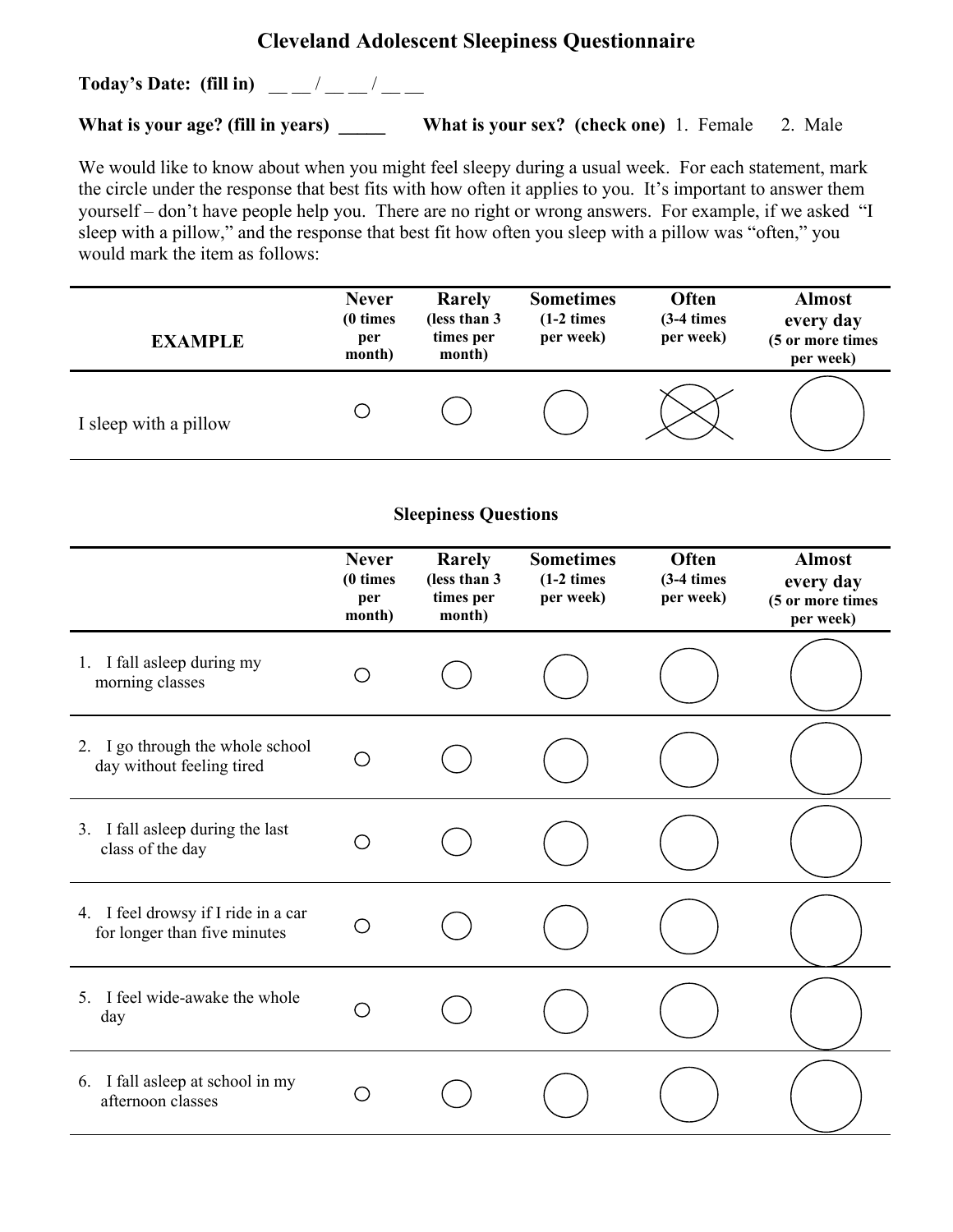# Cleveland Adolescent Sleepiness Questionnaire

**Today's Date: (fill in)** __ __ / __ __ / __ __

**What is your age? (fill in years)** _____ **What is your sex? (check one)** 1. Female 2. Male

We would like to know about when you might feel sleepy during a usual week. For each statement, mark the circle under the response that best fits with how often it applies to you. It's important to answer them yourself – don't have people help you. There are no right or wrong answers. For example, if we asked "I sleep with a pillow," and the response that best fit how often you sleep with a pillow was "often," you would mark the item as follows:

| **EXAMPLE** | **Never** (0 times per month) | **Rarely** (less than 3 times per month) | **Sometimes** (1-2 times per week) | **Often** (3-4 times per week) | **Almost every day** (5 or more times per week) |
|---|---|---|---|---|---|
| I sleep with a pillow | ○ | ○ | ○ | ⊗ | ○ |

**Sleepiness Questions**

| | **Never** (0 times per month) | **Rarely** (less than 3 times per month) | **Sometimes** (1-2 times per week) | **Often** (3-4 times per week) | **Almost every day** (5 or more times per week) |
|---|---|---|---|---|---|
| 1. I fall asleep during my morning classes | ○ | ○ | ○ | ○ | ○ |
| 2. I go through the whole school day without feeling tired | ○ | ○ | ○ | ○ | ○ |
| 3. I fall asleep during the last class of the day | ○ | ○ | ○ | ○ | ○ |
| 4. I feel drowsy if I ride in a car for longer than five minutes | ○ | ○ | ○ | ○ | ○ |
| 5. I feel wide-awake the whole day | ○ | ○ | ○ | ○ | ○ |
| 6. I fall asleep at school in my afternoon classes | ○ | ○ | ○ | ○ | ○ |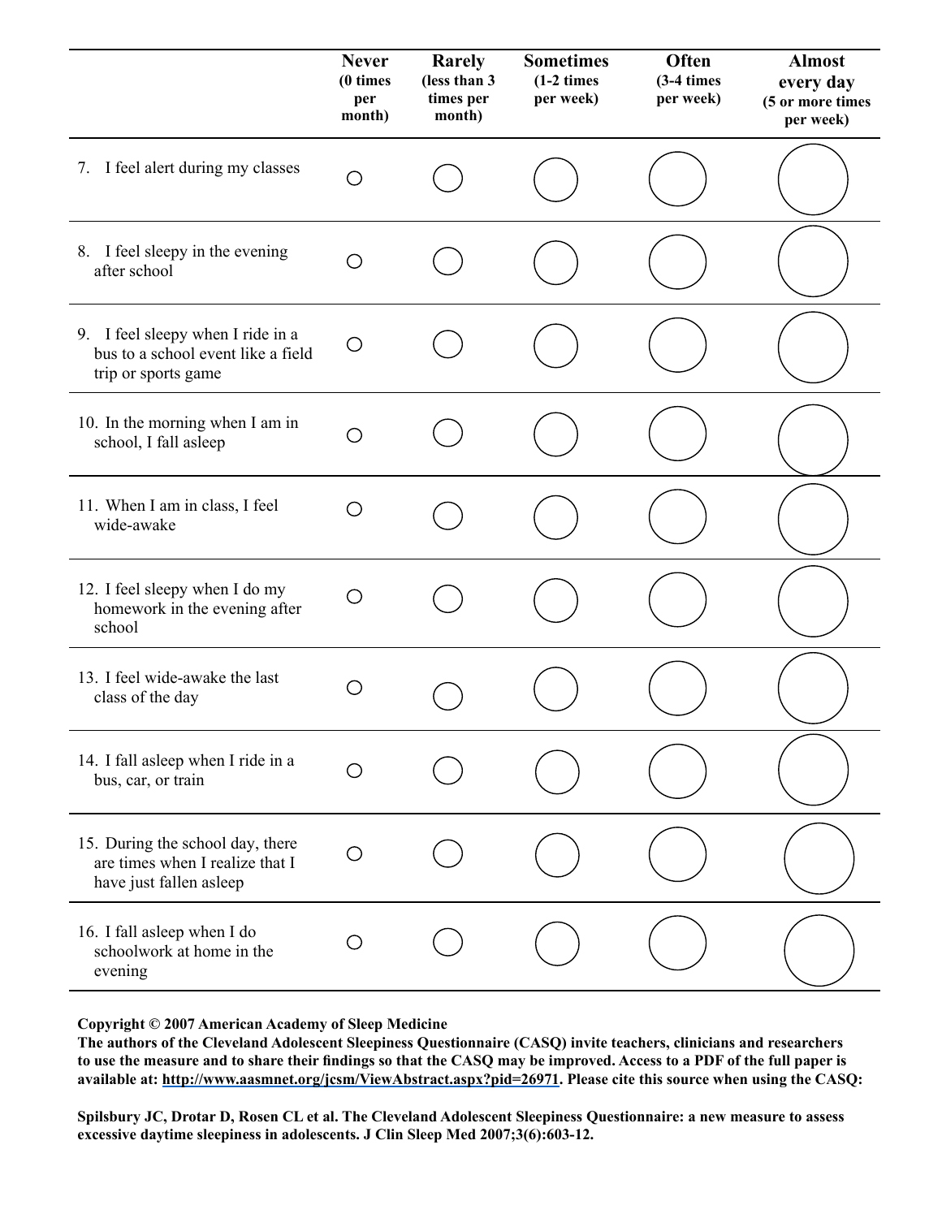| | Never (0 times per month) | Rarely (less than 3 times per month) | Sometimes (1-2 times per week) | Often (3-4 times per week) | Almost every day (5 or more times per week) |
|---|---|---|---|---|---|
| 7. I feel alert during my classes | ○ | ○ | ○ | ○ | ○ |
| 8. I feel sleepy in the evening after school | ○ | ○ | ○ | ○ | ○ |
| 9. I feel sleepy when I ride in a bus to a school event like a field trip or sports game | ○ | ○ | ○ | ○ | ○ |
| 10. In the morning when I am in school, I fall asleep | ○ | ○ | ○ | ○ | ○ |
| 11. When I am in class, I feel wide-awake | ○ | ○ | ○ | ○ | ○ |
| 12. I feel sleepy when I do my homework in the evening after school | ○ | ○ | ○ | ○ | ○ |
| 13. I feel wide-awake the last class of the day | ○ | ○ | ○ | ○ | ○ |
| 14. I fall asleep when I ride in a bus, car, or train | ○ | ○ | ○ | ○ | ○ |
| 15. During the school day, there are times when I realize that I have just fallen asleep | ○ | ○ | ○ | ○ | ○ |
| 16. I fall asleep when I do schoolwork at home in the evening | ○ | ○ | ○ | ○ | ○ |

**Copyright © 2007 American Academy of Sleep Medicine**
**The authors of the Cleveland Adolescent Sleepiness Questionnaire (CASQ) invite teachers, clinicians and researchers to use the measure and to share their findings so that the CASQ may be improved. Access to a PDF of the full paper is available at: http://www.aasmnet.org/jcsm/ViewAbstract.aspx?pid=26971. Please cite this source when using the CASQ:**

**Spilsbury JC, Drotar D, Rosen CL et al. The Cleveland Adolescent Sleepiness Questionnaire: a new measure to assess excessive daytime sleepiness in adolescents. J Clin Sleep Med 2007;3(6):603-12.**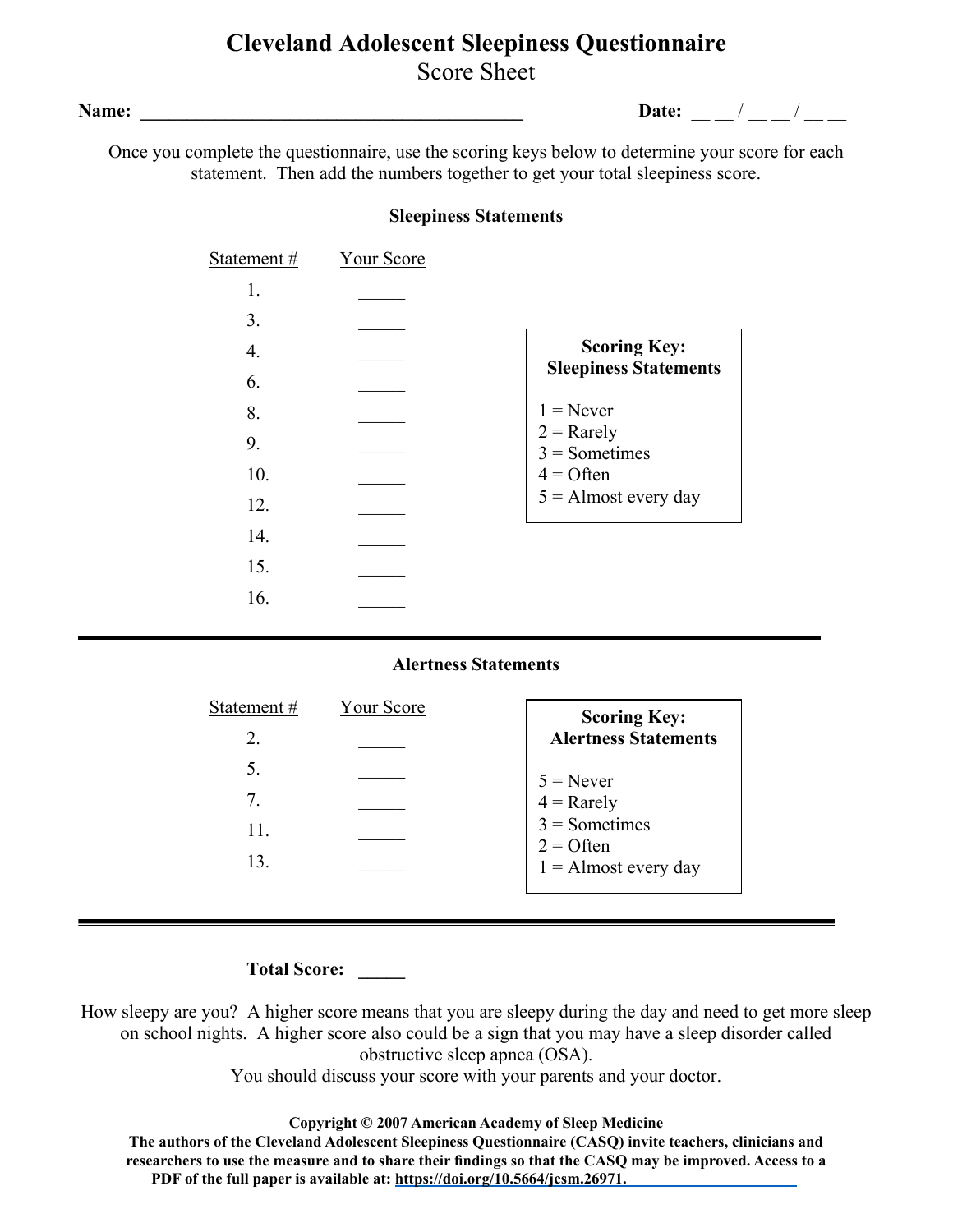# Cleveland Adolescent Sleepiness Questionnaire

Score Sheet

**Name:** ___________________________________________ **Date:** __ __ / __ __ / __ __

Once you complete the questionnaire, use the scoring keys below to determine your score for each statement. Then add the numbers together to get your total sleepiness score.

### Sleepiness Statements

| Statement # | Your Score |
|---|---|
| 1. | _____ |
| 3. | _____ |
| 4. | _____ |
| 6. | _____ |
| 8. | _____ |
| 9. | _____ |
| 10. | _____ |
| 12. | _____ |
| 14. | _____ |
| 15. | _____ |
| 16. | _____ |

**Scoring Key: Sleepiness Statements**

1 = Never
2 = Rarely
3 = Sometimes
4 = Often
5 = Almost every day

### Alertness Statements

| Statement # | Your Score |
|---|---|
| 2. | _____ |
| 5. | _____ |
| 7. | _____ |
| 11. | _____ |
| 13. | _____ |

**Scoring Key: Alertness Statements**

5 = Never
4 = Rarely
3 = Sometimes
2 = Often
1 = Almost every day

**Total Score:** _____

How sleepy are you? A higher score means that you are sleepy during the day and need to get more sleep on school nights. A higher score also could be a sign that you may have a sleep disorder called obstructive sleep apnea (OSA).
You should discuss your score with your parents and your doctor.

**Copyright © 2007 American Academy of Sleep Medicine**
**The authors of the Cleveland Adolescent Sleepiness Questionnaire (CASQ) invite teachers, clinicians and researchers to use the measure and to share their findings so that the CASQ may be improved. Access to a PDF of the full paper is available at: https://doi.org/10.5664/jcsm.26971.**